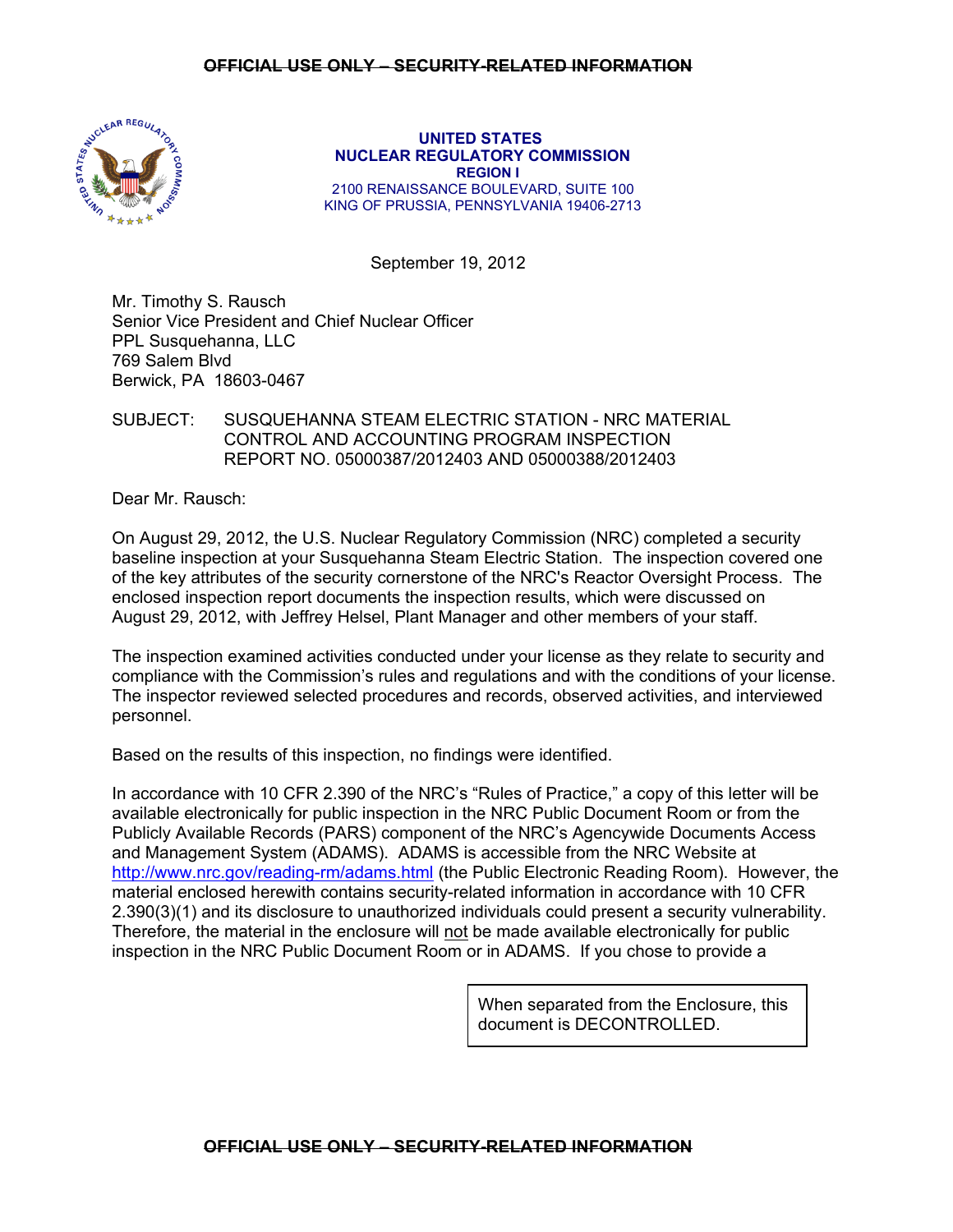~~OFFICIAL USE ONLY – SECURITY-RELATED INFORMATION~~

**UNITED STATES**
**NUCLEAR REGULATORY COMMISSION**
**REGION I**
2100 RENAISSANCE BOULEVARD, SUITE 100
KING OF PRUSSIA, PENNSYLVANIA 19406-2713

September 19, 2012

Mr. Timothy S. Rausch
Senior Vice President and Chief Nuclear Officer
PPL Susquehanna, LLC
769 Salem Blvd
Berwick, PA 18603-0467

SUBJECT: SUSQUEHANNA STEAM ELECTRIC STATION - NRC MATERIAL CONTROL AND ACCOUNTING PROGRAM INSPECTION REPORT NO. 05000387/2012403 AND 05000388/2012403

Dear Mr. Rausch:

On August 29, 2012, the U.S. Nuclear Regulatory Commission (NRC) completed a security baseline inspection at your Susquehanna Steam Electric Station. The inspection covered one of the key attributes of the security cornerstone of the NRC's Reactor Oversight Process. The enclosed inspection report documents the inspection results, which were discussed on August 29, 2012, with Jeffrey Helsel, Plant Manager and other members of your staff.

The inspection examined activities conducted under your license as they relate to security and compliance with the Commission's rules and regulations and with the conditions of your license. The inspector reviewed selected procedures and records, observed activities, and interviewed personnel.

Based on the results of this inspection, no findings were identified.

In accordance with 10 CFR 2.390 of the NRC's "Rules of Practice," a copy of this letter will be available electronically for public inspection in the NRC Public Document Room or from the Publicly Available Records (PARS) component of the NRC's Agencywide Documents Access and Management System (ADAMS). ADAMS is accessible from the NRC Website at http://www.nrc.gov/reading-rm/adams.html (the Public Electronic Reading Room). However, the material enclosed herewith contains security-related information in accordance with 10 CFR 2.390(3)(1) and its disclosure to unauthorized individuals could present a security vulnerability. Therefore, the material in the enclosure will not be made available electronically for public inspection in the NRC Public Document Room or in ADAMS. If you chose to provide a

When separated from the Enclosure, this document is DECONTROLLED.

~~OFFICIAL USE ONLY – SECURITY-RELATED INFORMATION~~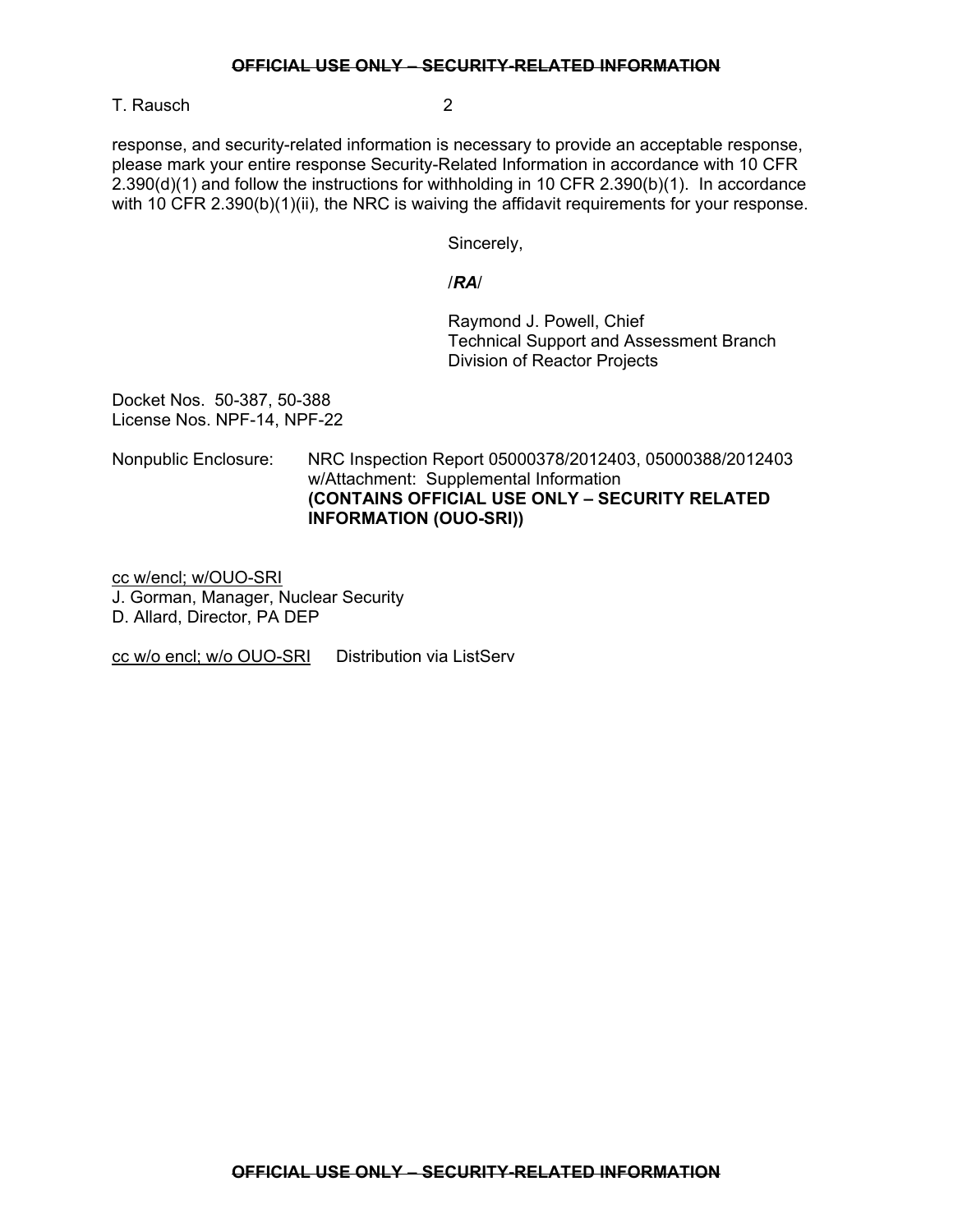response, and security-related information is necessary to provide an acceptable response, please mark your entire response Security-Related Information in accordance with 10 CFR 2.390(d)(1) and follow the instructions for withholding in 10 CFR 2.390(b)(1). In accordance with 10 CFR 2.390(b)(1)(ii), the NRC is waiving the affidavit requirements for your response.

Sincerely,

/***RA***/

Raymond J. Powell, Chief
Technical Support and Assessment Branch
Division of Reactor Projects

Docket Nos. 50-387, 50-388
License Nos. NPF-14, NPF-22

Nonpublic Enclosure: NRC Inspection Report 05000378/2012403, 05000388/2012403 w/Attachment: Supplemental Information
**(CONTAINS OFFICIAL USE ONLY – SECURITY RELATED INFORMATION (OUO-SRI))**

cc w/encl; w/OUO-SRI
J. Gorman, Manager, Nuclear Security
D. Allard, Director, PA DEP

cc w/o encl; w/o OUO-SRI Distribution via ListServ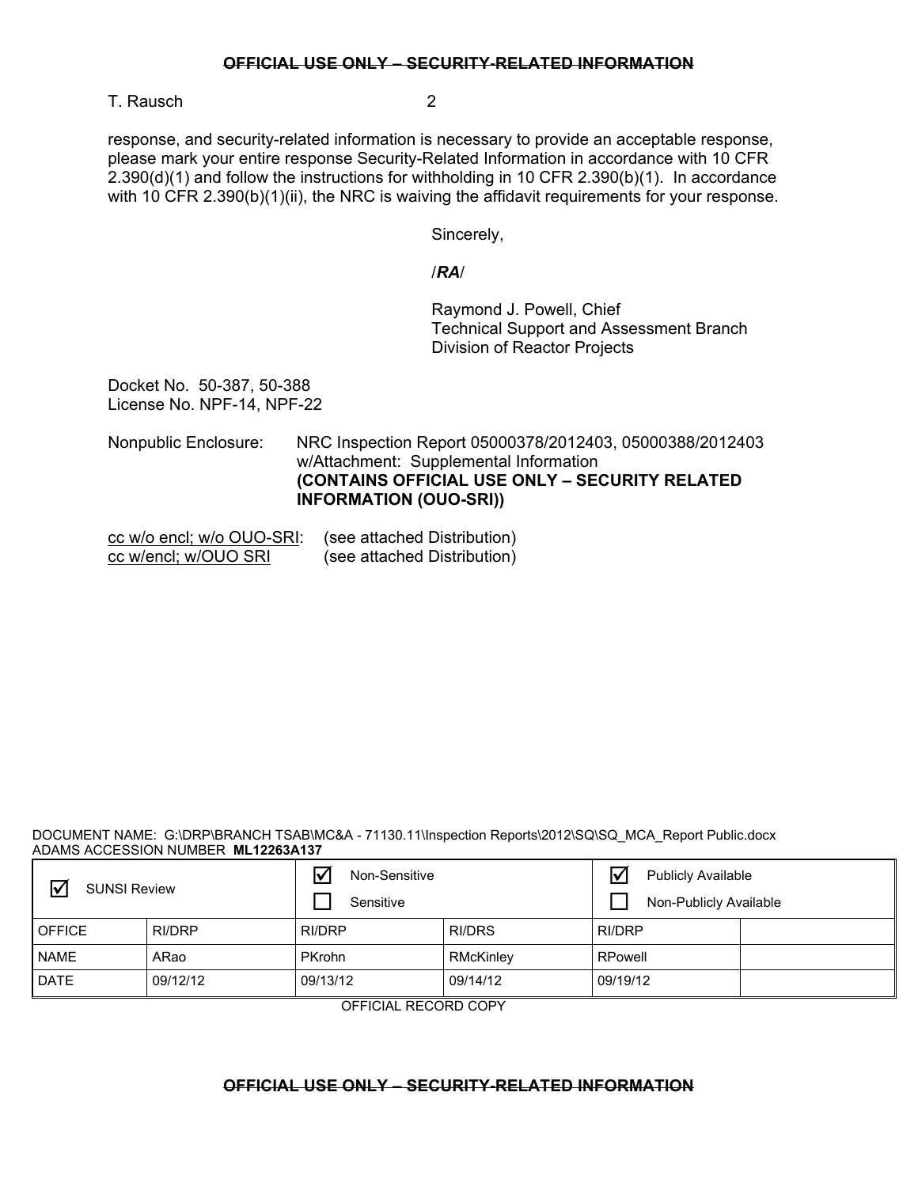~~OFFICIAL USE ONLY – SECURITY-RELATED INFORMATION~~

T. Rausch 2

response, and security-related information is necessary to provide an acceptable response, please mark your entire response Security-Related Information in accordance with 10 CFR 2.390(d)(1) and follow the instructions for withholding in 10 CFR 2.390(b)(1). In accordance with 10 CFR 2.390(b)(1)(ii), the NRC is waiving the affidavit requirements for your response.

Sincerely,

/***RA***/

Raymond J. Powell, Chief
Technical Support and Assessment Branch
Division of Reactor Projects

Docket No. 50-387, 50-388
License No. NPF-14, NPF-22

Nonpublic Enclosure: NRC Inspection Report 05000378/2012403, 05000388/2012403 w/Attachment: Supplemental Information **(CONTAINS OFFICIAL USE ONLY – SECURITY RELATED INFORMATION (OUO-SRI))**

<u>cc w/o encl; w/o OUO-SRI</u>: (see attached Distribution)
<u>cc w/encl; w/OUO SRI</u> (see attached Distribution)

DOCUMENT NAME: G:\DRP\BRANCH TSAB\MC&A - 71130.11\Inspection Reports\2012\SQ\SQ_MCA_Report Public.docx
ADAMS ACCESSION NUMBER **ML12263A137**

| ☑ SUNSI Review | | ☑ Non-Sensitive ☐ Sensitive | | ☑ Publicly Available ☐ Non-Publicly Available | |
|---|---|---|---|---|---|
| OFFICE | RI/DRP | RI/DRP | RI/DRS | RI/DRP | |
| NAME | ARao | PKrohn | RMcKinley | RPowell | |
| DATE | 09/12/12 | 09/13/12 | 09/14/12 | 09/19/12 | |

OFFICIAL RECORD COPY

~~OFFICIAL USE ONLY – SECURITY-RELATED INFORMATION~~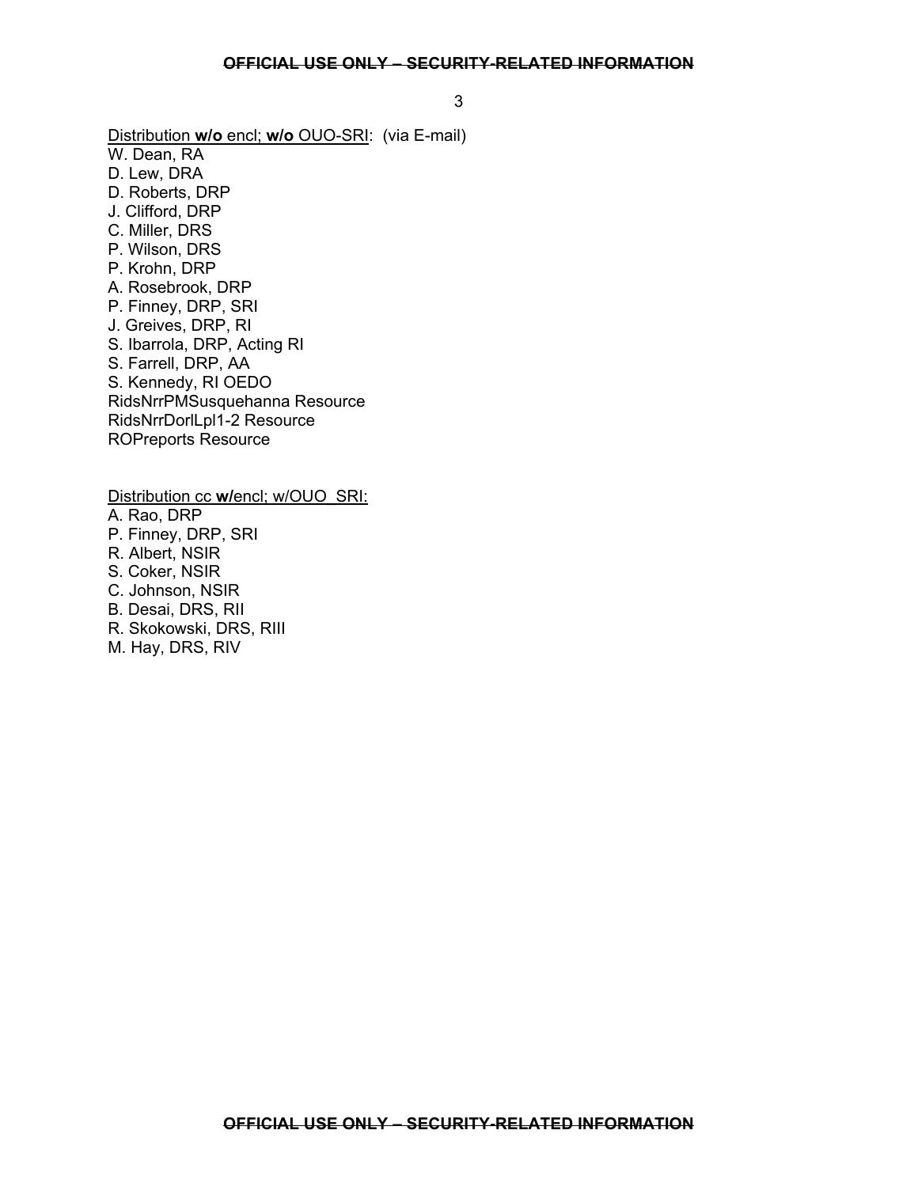Distribution **w/o** encl; **w/o** OUO-SRI: (via E-mail)
W. Dean, RA
D. Lew, DRA
D. Roberts, DRP
J. Clifford, DRP
C. Miller, DRS
P. Wilson, DRS
P. Krohn, DRP
A. Rosebrook, DRP
P. Finney, DRP, SRI
J. Greives, DRP, RI
S. Ibarrola, DRP, Acting RI
S. Farrell, DRP, AA
S. Kennedy, RI OEDO
RidsNrrPMSusquehanna Resource
RidsNrrDorlLpl1-2 Resource
ROPreports Resource

Distribution cc **w/**encl; w/OUO_SRI:
A. Rao, DRP
P. Finney, DRP, SRI
R. Albert, NSIR
S. Coker, NSIR
C. Johnson, NSIR
B. Desai, DRS, RII
R. Skokowski, DRS, RIII
M. Hay, DRS, RIV